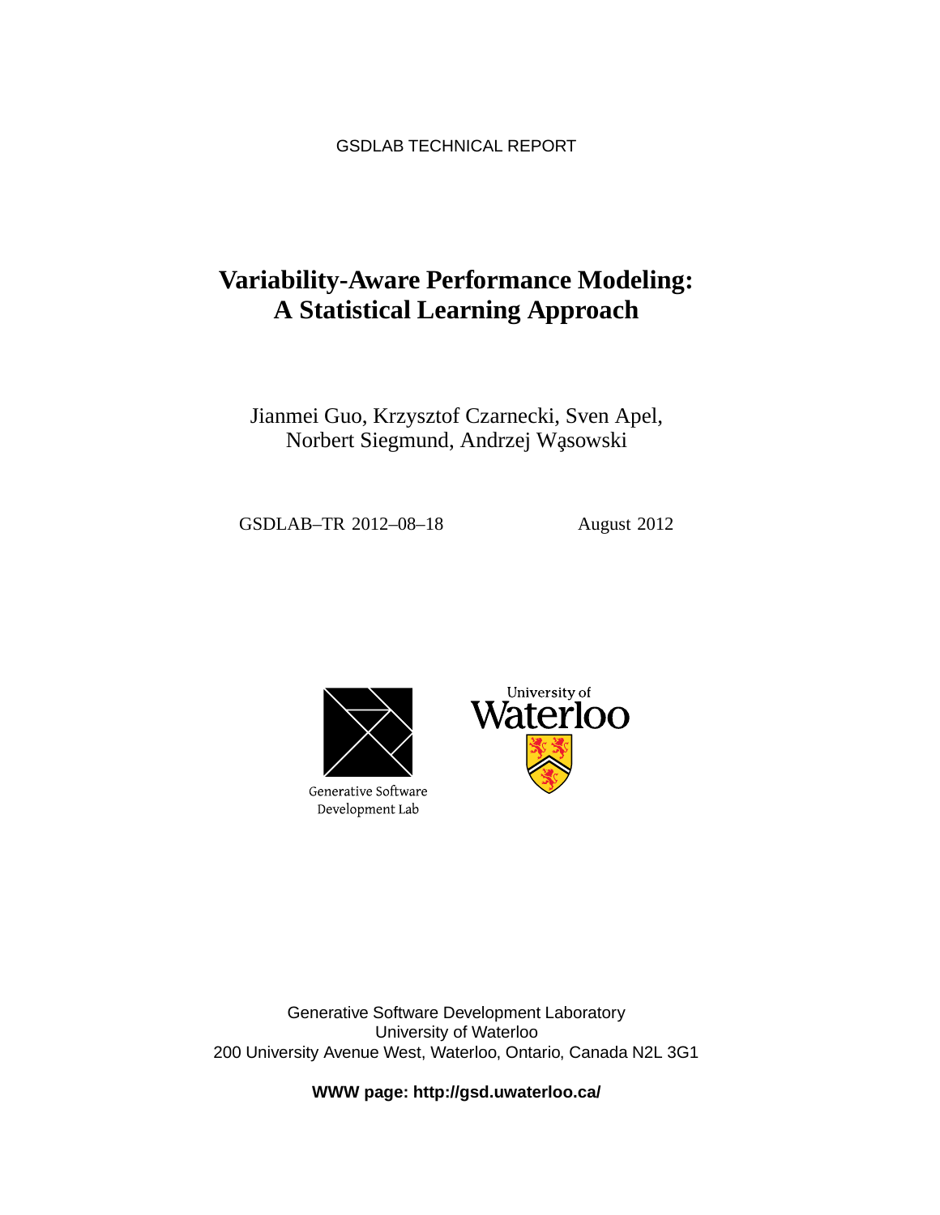GSDLAB TECHNICAL REPORT

# Variability-Aware Performance Modeling: A Statistical Learning Approach

Jianmei Guo, Krzysztof Czarnecki, Sven Apel, Norbert Siegmund, Andrzej Wąsowski

GSDLAB–TR 2012–08–18

August 2012

Generative Software Development Lab

University of Waterloo

Generative Software Development Laboratory
University of Waterloo
200 University Avenue West, Waterloo, Ontario, Canada N2L 3G1

**WWW page: http://gsd.uwaterloo.ca/**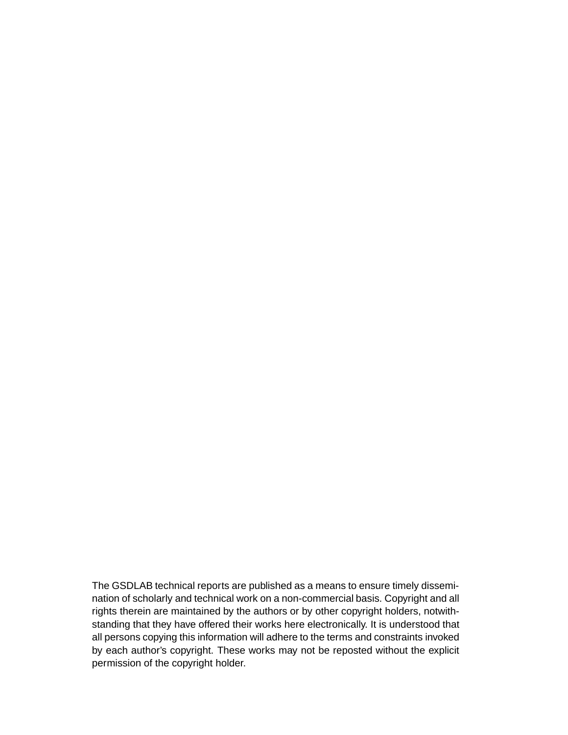The GSDLAB technical reports are published as a means to ensure timely dissemination of scholarly and technical work on a non-commercial basis. Copyright and all rights therein are maintained by the authors or by other copyright holders, notwithstanding that they have offered their works here electronically. It is understood that all persons copying this information will adhere to the terms and constraints invoked by each author's copyright. These works may not be reposted without the explicit permission of the copyright holder.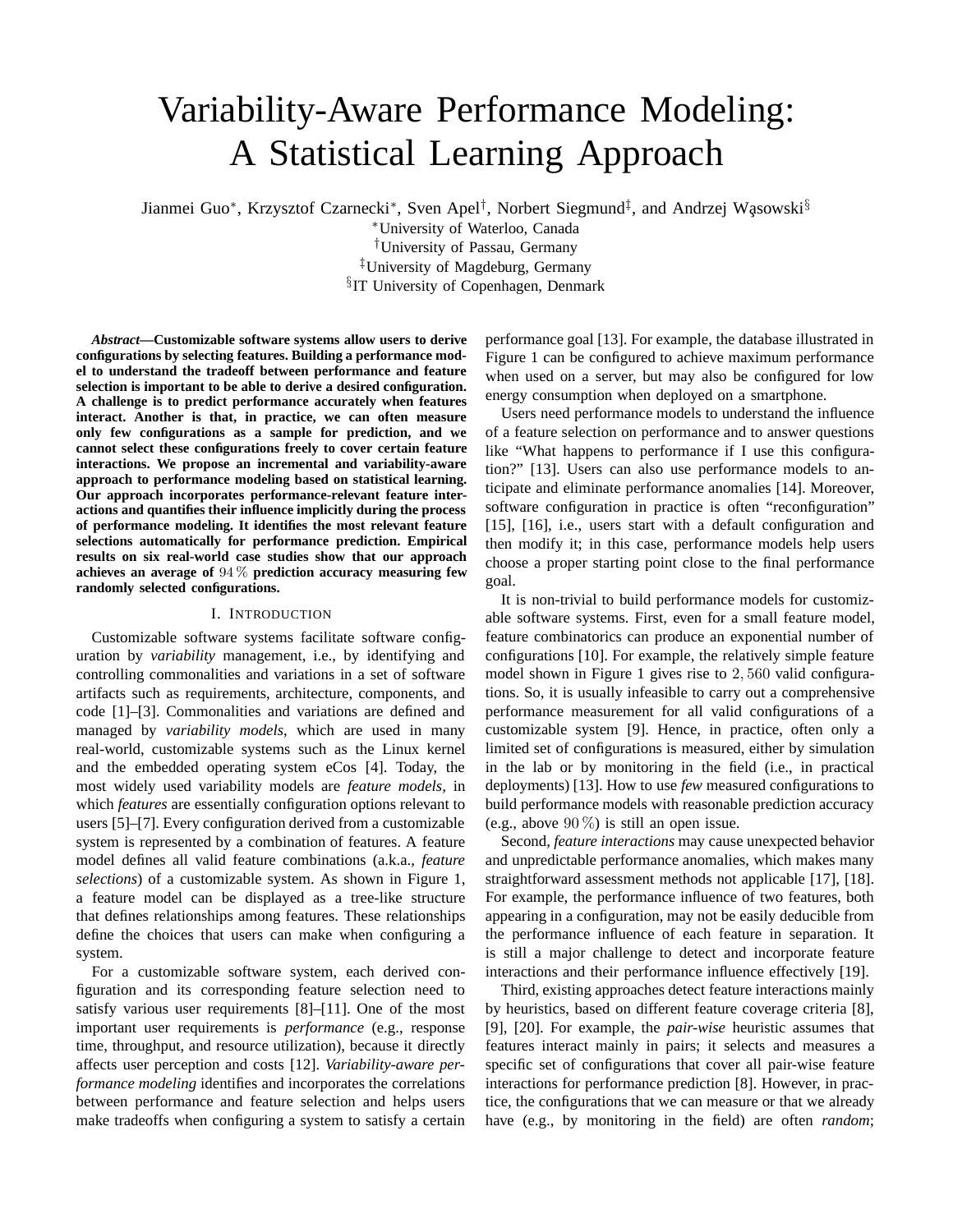# Variability-Aware Performance Modeling: A Statistical Learning Approach

Jianmei Guo*, Krzysztof Czarnecki*, Sven Apel†, Norbert Siegmund‡, and Andrzej Wąsowski§

*University of Waterloo, Canada
†University of Passau, Germany
‡University of Magdeburg, Germany
§IT University of Copenhagen, Denmark

***Abstract*—Customizable software systems allow users to derive configurations by selecting features. Building a performance model to understand the tradeoff between performance and feature selection is important to be able to derive a desired configuration. A challenge is to predict performance accurately when features interact. Another is that, in practice, we can often measure only few configurations as a sample for prediction, and we cannot select these configurations freely to cover certain feature interactions. We propose an incremental and variability-aware approach to performance modeling based on statistical learning. Our approach incorporates performance-relevant feature interactions and quantifies their influence implicitly during the process of performance modeling. It identifies the most relevant feature selections automatically for performance prediction. Empirical results on six real-world case studies show that our approach achieves an average of $94\,\%$ prediction accuracy measuring few randomly selected configurations.**

## I. Introduction

Customizable software systems facilitate software configuration by *variability* management, i.e., by identifying and controlling commonalities and variations in a set of software artifacts such as requirements, architecture, components, and code [1]–[3]. Commonalities and variations are defined and managed by *variability models*, which are used in many real-world, customizable systems such as the Linux kernel and the embedded operating system eCos [4]. Today, the most widely used variability models are *feature models*, in which *features* are essentially configuration options relevant to users [5]–[7]. Every configuration derived from a customizable system is represented by a combination of features. A feature model defines all valid feature combinations (a.k.a., *feature selections*) of a customizable system. As shown in Figure 1, a feature model can be displayed as a tree-like structure that defines relationships among features. These relationships define the choices that users can make when configuring a system.

For a customizable software system, each derived configuration and its corresponding feature selection need to satisfy various user requirements [8]–[11]. One of the most important user requirements is *performance* (e.g., response time, throughput, and resource utilization), because it directly affects user perception and costs [12]. *Variability-aware performance modeling* identifies and incorporates the correlations between performance and feature selection and helps users make tradeoffs when configuring a system to satisfy a certain performance goal [13]. For example, the database illustrated in Figure 1 can be configured to achieve maximum performance when used on a server, but may also be configured for low energy consumption when deployed on a smartphone.

Users need performance models to understand the influence of a feature selection on performance and to answer questions like "What happens to performance if I use this configuration?" [13]. Users can also use performance models to anticipate and eliminate performance anomalies [14]. Moreover, software configuration in practice is often "reconfiguration" [15], [16], i.e., users start with a default configuration and then modify it; in this case, performance models help users choose a proper starting point close to the final performance goal.

It is non-trivial to build performance models for customizable software systems. First, even for a small feature model, feature combinatorics can produce an exponential number of configurations [10]. For example, the relatively simple feature model shown in Figure 1 gives rise to $2,560$ valid configurations. So, it is usually infeasible to carry out a comprehensive performance measurement for all valid configurations of a customizable system [9]. Hence, in practice, often only a limited set of configurations is measured, either by simulation in the lab or by monitoring in the field (i.e., in practical deployments) [13]. How to use *few* measured configurations to build performance models with reasonable prediction accuracy (e.g., above $90\,\%$) is still an open issue.

Second, *feature interactions* may cause unexpected behavior and unpredictable performance anomalies, which makes many straightforward assessment methods not applicable [17], [18]. For example, the performance influence of two features, both appearing in a configuration, may not be easily deducible from the performance influence of each feature in separation. It is still a major challenge to detect and incorporate feature interactions and their performance influence effectively [19].

Third, existing approaches detect feature interactions mainly by heuristics, based on different feature coverage criteria [8], [9], [20]. For example, the *pair-wise* heuristic assumes that features interact mainly in pairs; it selects and measures a specific set of configurations that cover all pair-wise feature interactions for performance prediction [8]. However, in practice, the configurations that we can measure or that we already have (e.g., by monitoring in the field) are often *random*;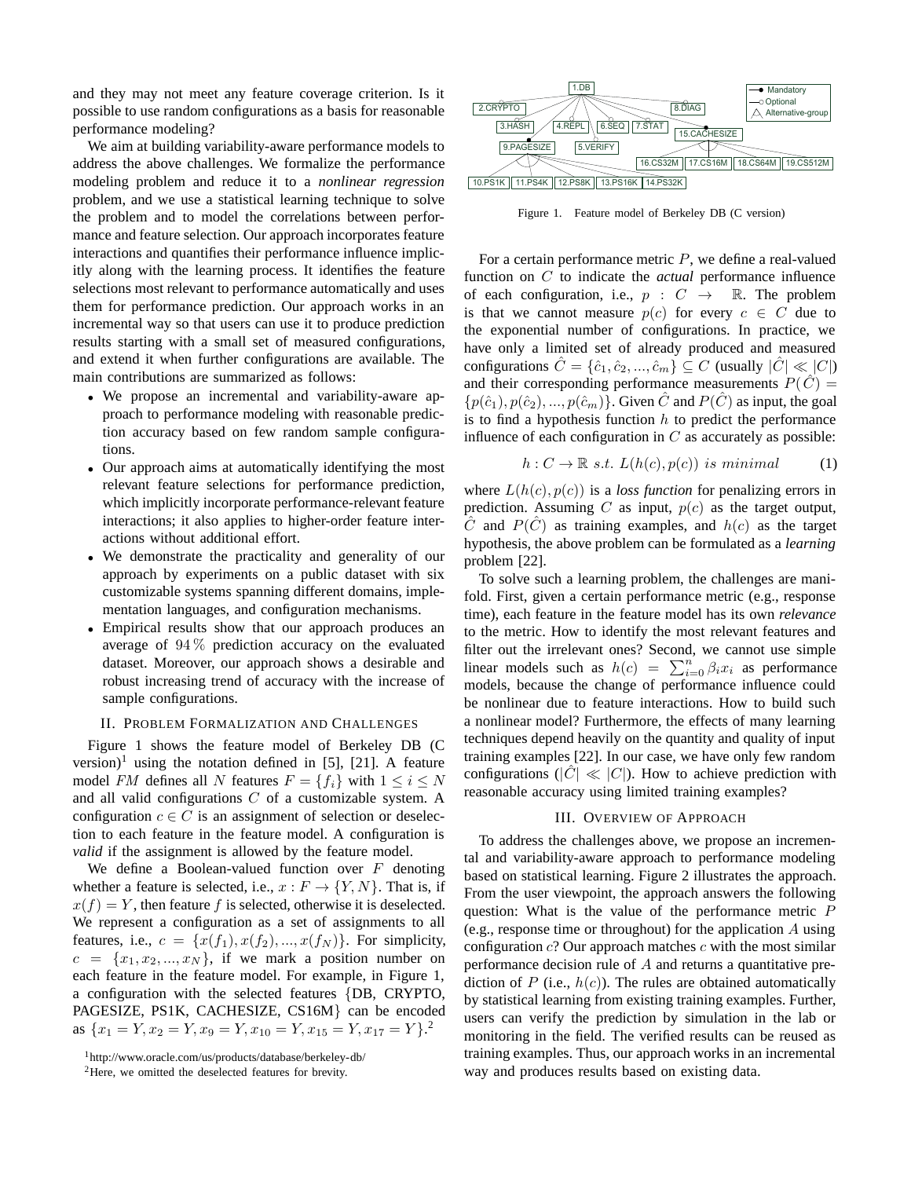and they may not meet any feature coverage criterion. Is it possible to use random configurations as a basis for reasonable performance modeling?

We aim at building variability-aware performance models to address the above challenges. We formalize the performance modeling problem and reduce it to a *nonlinear regression* problem, and we use a statistical learning technique to solve the problem and to model the correlations between performance and feature selection. Our approach incorporates feature interactions and quantifies their performance influence implicitly along with the learning process. It identifies the feature selections most relevant to performance automatically and uses them for performance prediction. Our approach works in an incremental way so that users can use it to produce prediction results starting with a small set of measured configurations, and extend it when further configurations are available. The main contributions are summarized as follows:

- We propose an incremental and variability-aware approach to performance modeling with reasonable prediction accuracy based on few random sample configurations.
- Our approach aims at automatically identifying the most relevant feature selections for performance prediction, which implicitly incorporate performance-relevant feature interactions; it also applies to higher-order feature interactions without additional effort.
- We demonstrate the practicality and generality of our approach by experiments on a public dataset with six customizable systems spanning different domains, implementation languages, and configuration mechanisms.
- Empirical results show that our approach produces an average of 94 % prediction accuracy on the evaluated dataset. Moreover, our approach shows a desirable and robust increasing trend of accuracy with the increase of sample configurations.

## II. Problem Formalization and Challenges

Figure 1 shows the feature model of Berkeley DB (C version)[1] using the notation defined in [5], [21]. A feature model $FM$ defines all $N$ features $F = \{f_i\}$ with $1 \leq i \leq N$ and all valid configurations $C$ of a customizable system. A configuration $c \in C$ is an assignment of selection or deselection to each feature in the feature model. A configuration is *valid* if the assignment is allowed by the feature model.

We define a Boolean-valued function over $F$ denoting whether a feature is selected, i.e., $x : F \rightarrow \{Y, N\}$. That is, if $x(f) = Y$, then feature $f$ is selected, otherwise it is deselected. We represent a configuration as a set of assignments to all features, i.e., $c = \{x(f_1), x(f_2), ..., x(f_N)\}$. For simplicity, $c = \{x_1, x_2, ..., x_N\}$, if we mark a position number on each feature in the feature model. For example, in Figure 1, a configuration with the selected features {DB, CRYPTO, PAGESIZE, PS1K, CACHESIZE, CS16M} can be encoded as $\{x_1 = Y, x_2 = Y, x_9 = Y, x_{10} = Y, x_{15} = Y, x_{17} = Y\}$.[2]

[1] http://www.oracle.com/us/products/database/berkeley-db/

[2] Here, we omitted the deselected features for brevity.

Figure 1. Feature model of Berkeley DB (C version)

For a certain performance metric $P$, we define a real-valued function on $C$ to indicate the *actual* performance influence of each configuration, i.e., $p : C \rightarrow \mathbb{R}$. The problem is that we cannot measure $p(c)$ for every $c \in C$ due to the exponential number of configurations. In practice, we have only a limited set of already produced and measured configurations $\hat{C} = \{\hat{c}_1, \hat{c}_2, ..., \hat{c}_m\} \subseteq C$ (usually $|\hat{C}| \ll |C|$) and their corresponding performance measurements $P(\hat{C}) = \{p(\hat{c}_1), p(\hat{c}_2), ..., p(\hat{c}_m)\}$. Given $\hat{C}$ and $P(\hat{C})$ as input, the goal is to find a hypothesis function $h$ to predict the performance influence of each configuration in $C$ as accurately as possible:

$$h : C \rightarrow \mathbb{R} \ s.t. \ L(h(c), p(c)) \ is \ minimal \qquad (1)$$

where $L(h(c), p(c))$ is a *loss function* for penalizing errors in prediction. Assuming $C$ as input, $p(c)$ as the target output, $\hat{C}$ and $P(\hat{C})$ as training examples, and $h(c)$ as the target hypothesis, the above problem can be formulated as a *learning* problem [22].

To solve such a learning problem, the challenges are manifold. First, given a certain performance metric (e.g., response time), each feature in the feature model has its own *relevance* to the metric. How to identify the most relevant features and filter out the irrelevant ones? Second, we cannot use simple linear models such as $h(c) = \sum_{i=0}^{n} \beta_i x_i$ as performance models, because the change of performance influence could be nonlinear due to feature interactions. How to build such a nonlinear model? Furthermore, the effects of many learning techniques depend heavily on the quantity and quality of input training examples [22]. In our case, we have only few random configurations ($|\hat{C}| \ll |C|$). How to achieve prediction with reasonable accuracy using limited training examples?

## III. Overview of Approach

To address the challenges above, we propose an incremental and variability-aware approach to performance modeling based on statistical learning. Figure 2 illustrates the approach. From the user viewpoint, the approach answers the following question: What is the value of the performance metric $P$ (e.g., response time or throughout) for the application $A$ using configuration $c$? Our approach matches $c$ with the most similar performance decision rule of $A$ and returns a quantitative prediction of $P$ (i.e., $h(c)$). The rules are obtained automatically by statistical learning from existing training examples. Further, users can verify the prediction by simulation in the lab or monitoring in the field. The verified results can be reused as training examples. Thus, our approach works in an incremental way and produces results based on existing data.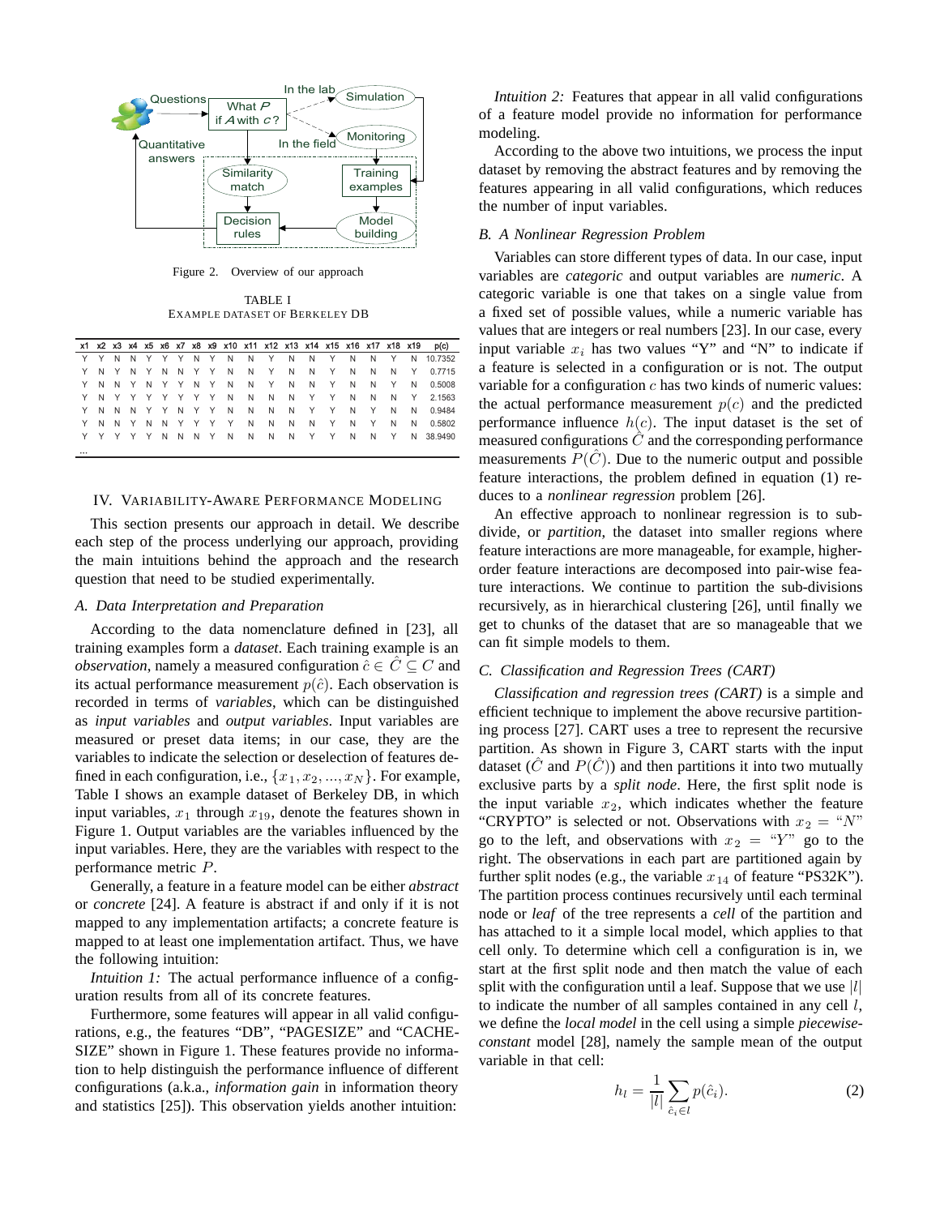Figure 2. Overview of our approach

TABLE I
EXAMPLE DATASET OF BERKELEY DB

| x1 | x2 | x3 | x4 | x5 | x6 | x7 | x8 | x9 | x10 | x11 | x12 | x13 | x14 | x15 | x16 | x17 | x18 | x19 | p(c) |
|---|---|---|---|---|---|---|---|---|---|---|---|---|---|---|---|---|---|---|---|
| Y | Y | N | N | Y | Y | Y | N | Y | N | N | Y | N | N | Y | N | N | Y | N | 10.7352 |
| Y | N | Y | N | Y | N | N | Y | Y | N | N | Y | N | N | Y | N | N | N | Y | 0.7715 |
| Y | N | N | Y | N | Y | Y | N | Y | N | N | Y | N | N | Y | N | N | Y | N | 0.5008 |
| Y | N | Y | Y | Y | Y | Y | Y | Y | N | N | N | N | Y | Y | N | N | N | Y | 2.1563 |
| Y | N | N | N | Y | Y | N | Y | Y | N | N | N | N | Y | Y | N | Y | N | N | 0.9484 |
| Y | N | N | Y | N | N | Y | Y | Y | Y | N | N | N | N | Y | N | Y | N | N | 0.5802 |
| Y | Y | Y | Y | Y | N | N | N | Y | N | N | N | N | Y | Y | N | N | Y | N | 38.9490 |
| ... | | | | | | | | | | | | | | | | | | | |

## IV. VARIABILITY-AWARE PERFORMANCE MODELING

This section presents our approach in detail. We describe each step of the process underlying our approach, providing the main intuitions behind the approach and the research question that need to be studied experimentally.

### A. Data Interpretation and Preparation

According to the data nomenclature defined in [23], all training examples form a *dataset*. Each training example is an *observation*, namely a measured configuration $\hat{c} \in \hat{C} \subseteq C$ and its actual performance measurement $p(\hat{c})$. Each observation is recorded in terms of *variables*, which can be distinguished as *input variables* and *output variables*. Input variables are measured or preset data items; in our case, they are the variables to indicate the selection or deselection of features defined in each configuration, i.e., $\{x_1, x_2, ..., x_N\}$. For example, Table I shows an example dataset of Berkeley DB, in which input variables, $x_1$ through $x_{19}$, denote the features shown in Figure 1. Output variables are the variables influenced by the input variables. Here, they are the variables with respect to the performance metric $P$.

Generally, a feature in a feature model can be either *abstract* or *concrete* [24]. A feature is abstract if and only if it is not mapped to any implementation artifacts; a concrete feature is mapped to at least one implementation artifact. Thus, we have the following intuition:

*Intuition 1:* The actual performance influence of a configuration results from all of its concrete features.

Furthermore, some features will appear in all valid configurations, e.g., the features "DB", "PAGESIZE" and "CACHESIZE" shown in Figure 1. These features provide no information to help distinguish the performance influence of different configurations (a.k.a., *information gain* in information theory and statistics [25]). This observation yields another intuition:

*Intuition 2:* Features that appear in all valid configurations of a feature model provide no information for performance modeling.

According to the above two intuitions, we process the input dataset by removing the abstract features and by removing the features appearing in all valid configurations, which reduces the number of input variables.

### B. A Nonlinear Regression Problem

Variables can store different types of data. In our case, input variables are *categoric* and output variables are *numeric*. A categoric variable is one that takes on a single value from a fixed set of possible values, while a numeric variable has values that are integers or real numbers [23]. In our case, every input variable $x_i$ has two values "Y" and "N" to indicate if a feature is selected in a configuration or is not. The output variable for a configuration $c$ has two kinds of numeric values: the actual performance measurement $p(c)$ and the predicted performance influence $h(c)$. The input dataset is the set of measured configurations $\hat{C}$ and the corresponding performance measurements $P(\hat{C})$. Due to the numeric output and possible feature interactions, the problem defined in equation (1) reduces to a *nonlinear regression* problem [26].

An effective approach to nonlinear regression is to subdivide, or *partition*, the dataset into smaller regions where feature interactions are more manageable, for example, higher-order feature interactions are decomposed into pair-wise feature interactions. We continue to partition the sub-divisions recursively, as in hierarchical clustering [26], until finally we get to chunks of the dataset that are so manageable that we can fit simple models to them.

### C. Classification and Regression Trees (CART)

*Classification and regression trees (CART)* is a simple and efficient technique to implement the above recursive partitioning process [27]. CART uses a tree to represent the recursive partition. As shown in Figure 3, CART starts with the input dataset ($\hat{C}$ and $P(\hat{C})$) and then partitions it into two mutually exclusive parts by a *split node*. Here, the first split node is the input variable $x_2$, which indicates whether the feature "CRYPTO" is selected or not. Observations with $x_2 =$ "$N$" go to the left, and observations with $x_2 =$ "$Y$" go to the right. The observations in each part are partitioned again by further split nodes (e.g., the variable $x_{14}$ of feature "PS32K"). The partition process continues recursively until each terminal node or *leaf* of the tree represents a *cell* of the partition and has attached to it a simple local model, which applies to that cell only. To determine which cell a configuration is in, we start at the first split node and then match the value of each split with the configuration until a leaf. Suppose that we use $|l|$ to indicate the number of all samples contained in any cell $l$, we define the *local model* in the cell using a simple *piecewise-constant* model [28], namely the sample mean of the output variable in that cell:

$$h_l = \frac{1}{|l|} \sum_{\hat{c}_i \in l} p(\hat{c}_i). \tag{2}$$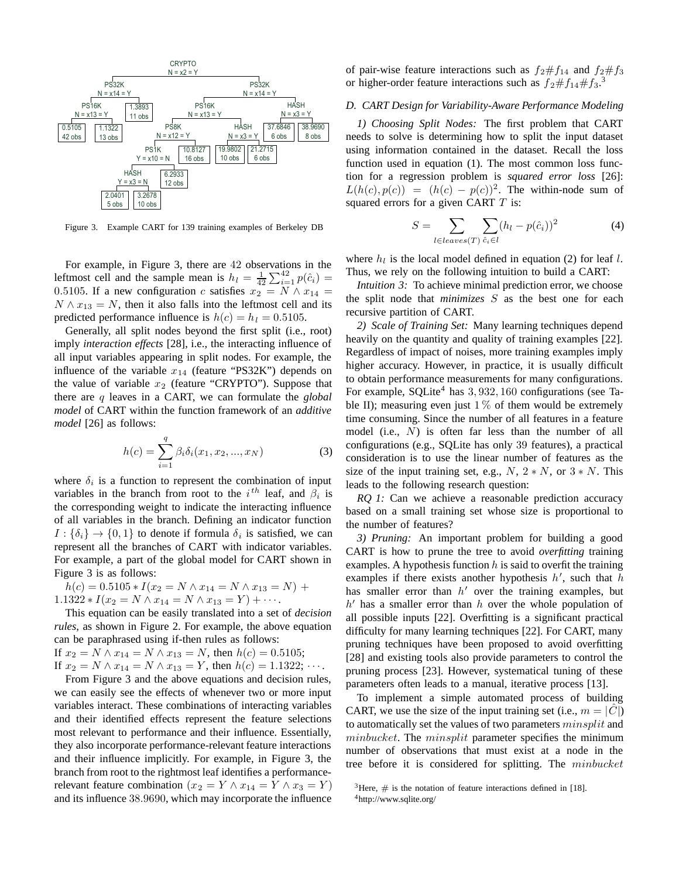Figure 3. Example CART for 139 training examples of Berkeley DB

For example, in Figure 3, there are 42 observations in the leftmost cell and the sample mean is $h_l = \frac{1}{42}\sum_{i=1}^{42} p(\hat{c}_i) = 0.5105$. If a new configuration $c$ satisfies $x_2 = N \wedge x_{14} = N \wedge x_{13} = N$, then it also falls into the leftmost cell and its predicted performance influence is $h(c) = h_l = 0.5105$.

Generally, all split nodes beyond the first split (i.e., root) imply *interaction effects* [28], i.e., the interacting influence of all input variables appearing in split nodes. For example, the influence of the variable $x_{14}$ (feature "PS32K") depends on the value of variable $x_2$ (feature "CRYPTO"). Suppose that there are $q$ leaves in a CART, we can formulate the *global model* of CART within the function framework of an *additive model* [26] as follows:

$$h(c) = \sum_{i=1}^{q} \beta_i \delta_i(x_1, x_2, ..., x_N) \tag{3}$$

where $\delta_i$ is a function to represent the combination of input variables in the branch from root to the $i^{th}$ leaf, and $\beta_i$ is the corresponding weight to indicate the interacting influence of all variables in the branch. Defining an indicator function $I : \{\delta_i\} \rightarrow \{0, 1\}$ to denote if formula $\delta_i$ is satisfied, we can represent all the branches of CART with indicator variables. For example, a part of the global model for CART shown in Figure 3 is as follows:

$h(c) = 0.5105 * I(x_2 = N \wedge x_{14} = N \wedge x_{13} = N) + 1.1322 * I(x_2 = N \wedge x_{14} = N \wedge x_{13} = Y) + \cdots$.

This equation can be easily translated into a set of *decision rules*, as shown in Figure 2. For example, the above equation can be paraphrased using if-then rules as follows:

If $x_2 = N \wedge x_{14} = N \wedge x_{13} = N$, then $h(c) = 0.5105$;
If $x_2 = N \wedge x_{14} = N \wedge x_{13} = Y$, then $h(c) = 1.1322$; $\cdots$.

From Figure 3 and the above equations and decision rules, we can easily see the effects of whenever two or more input variables interact. These combinations of interacting variables and their identified effects represent the feature selections most relevant to performance and their influence. Essentially, they also incorporate performance-relevant feature interactions and their influence implicitly. For example, in Figure 3, the branch from root to the rightmost leaf identifies a performance-relevant feature combination $(x_2 = Y \wedge x_{14} = Y \wedge x_3 = Y)$ and its influence 38.9690, which may incorporate the influence of pair-wise feature interactions such as $f_2\#f_{14}$ and $f_2\#f_3$ or higher-order feature interactions such as $f_2\#f_{14}\#f_3$.[3]

### D. CART Design for Variability-Aware Performance Modeling

*1) Choosing Split Nodes:* The first problem that CART needs to solve is determining how to split the input dataset using information contained in the dataset. Recall the loss function used in equation (1). The most common loss function for a regression problem is ***squared error loss*** [26]: $L(h(c), p(c)) = (h(c) - p(c))^2$. The within-node sum of squared errors for a given CART $T$ is:

$$S = \sum_{l \in leaves(T)} \sum_{\hat{c}_i \in l} (h_l - p(\hat{c}_i))^2 \tag{4}$$

where $h_l$ is the local model defined in equation (2) for leaf $l$. Thus, we rely on the following intuition to build a CART:

*Intuition 3:* To achieve minimal prediction error, we choose the split node that *minimizes* $S$ as the best one for each recursive partition of CART.

*2) Scale of Training Set:* Many learning techniques depend heavily on the quantity and quality of training examples [22]. Regardless of impact of noises, more training examples imply higher accuracy. However, in practice, it is usually difficult to obtain performance measurements for many configurations. For example, SQLite[4] has 3,932,160 configurations (see Table II); measuring even just 1 % of them would be extremely time consuming. Since the number of all features in a feature model (i.e., $N$) is often far less than the number of all configurations (e.g., SQLite has only 39 features), a practical consideration is to use the linear number of features as the size of the input training set, e.g., $N$, $2 * N$, or $3 * N$. This leads to the following research question:

*RQ 1:* Can we achieve a reasonable prediction accuracy based on a small training set whose size is proportional to the number of features?

*3) Pruning:* An important problem for building a good CART is how to prune the tree to avoid *overfitting* training examples. A hypothesis function $h$ is said to overfit the training examples if there exists another hypothesis $h'$, such that $h$ has smaller error than $h'$ over the training examples, but $h'$ has a smaller error than $h$ over the whole population of all possible inputs [22]. Overfitting is a significant practical difficulty for many learning techniques [22]. For CART, many pruning techniques have been proposed to avoid overfitting [28] and existing tools also provide parameters to control the pruning process [23]. However, systematical tuning of these parameters often leads to a manual, iterative process [13].

To implement a simple automated process of building CART, we use the size of the input training set (i.e., $m = |\hat{C}|$) to automatically set the values of two parameters $minsplit$ and $minbucket$. The $minsplit$ parameter specifies the minimum number of observations that must exist at a node in the tree before it is considered for splitting. The $minbucket$

[3] Here, # is the notation of feature interactions defined in [18].
[4] http://www.sqlite.org/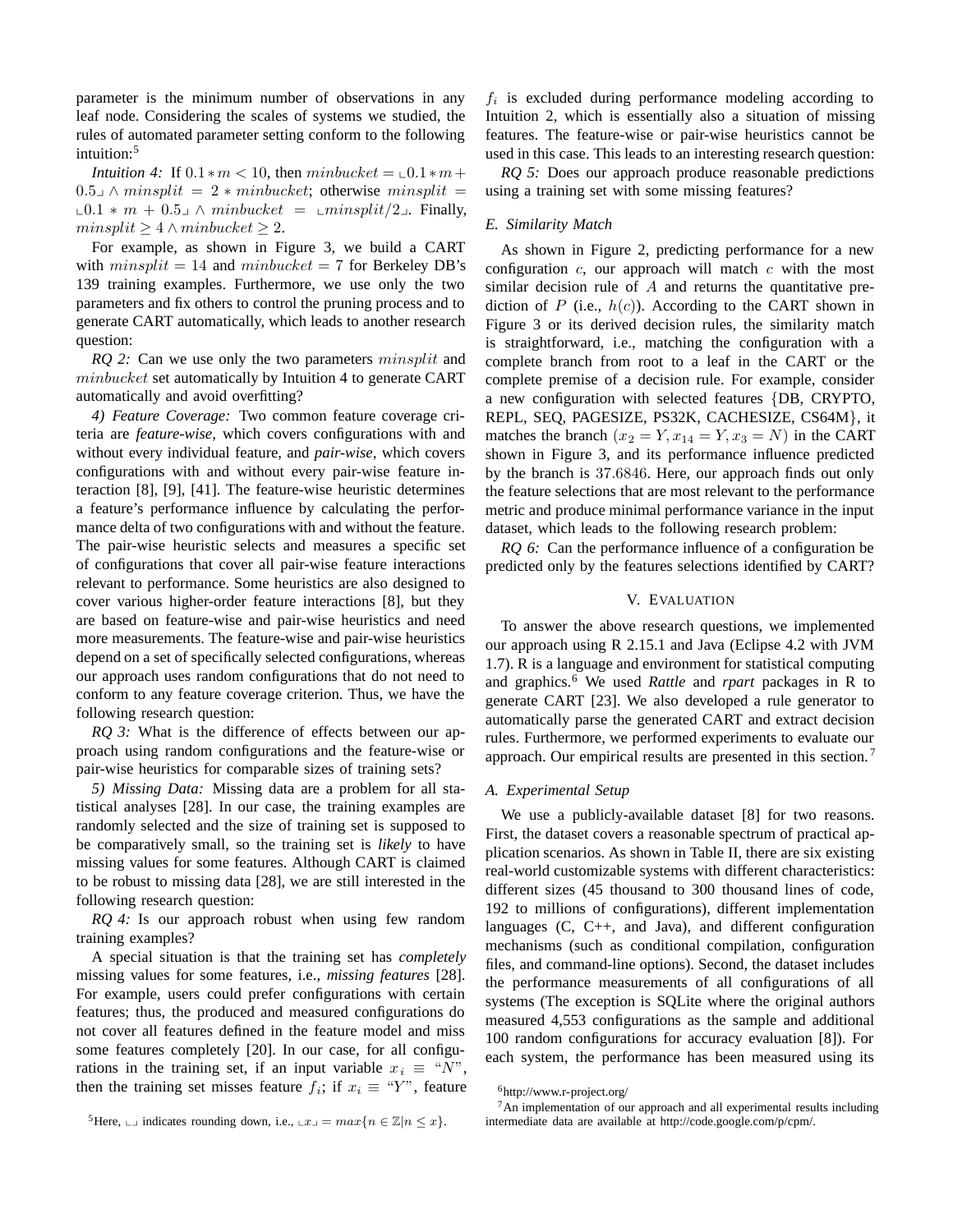parameter is the minimum number of observations in any leaf node. Considering the scales of systems we studied, the rules of automated parameter setting conform to the following intuition:[5]

*Intuition 4:* If $0.1*m < 10$, then $minbucket = \llcorner 0.1*m + 0.5 \lrcorner \wedge minsplit = 2*minbucket$; otherwise $minsplit = \llcorner 0.1*m + 0.5 \lrcorner \wedge minbucket = \llcorner minsplit/2 \lrcorner$. Finally, $minsplit \geq 4 \wedge minbucket \geq 2$.

For example, as shown in Figure 3, we build a CART with $minsplit = 14$ and $minbucket = 7$ for Berkeley DB's 139 training examples. Furthermore, we use only the two parameters and fix others to control the pruning process and to generate CART automatically, which leads to another research question:

*RQ 2:* Can we use only the two parameters $minsplit$ and $minbucket$ set automatically by Intuition 4 to generate CART automatically and avoid overfitting?

*4) Feature Coverage:* Two common feature coverage criteria are *feature-wise*, which covers configurations with and without every individual feature, and *pair-wise*, which covers configurations with and without every pair-wise feature interaction [8], [9], [41]. The feature-wise heuristic determines a feature's performance influence by calculating the performance delta of two configurations with and without the feature. The pair-wise heuristic selects and measures a specific set of configurations that cover all pair-wise feature interactions relevant to performance. Some heuristics are also designed to cover various higher-order feature interactions [8], but they are based on feature-wise and pair-wise heuristics and need more measurements. The feature-wise and pair-wise heuristics depend on a set of specifically selected configurations, whereas our approach uses random configurations that do not need to conform to any feature coverage criterion. Thus, we have the following research question:

*RQ 3:* What is the difference of effects between our approach using random configurations and the feature-wise or pair-wise heuristics for comparable sizes of training sets?

*5) Missing Data:* Missing data are a problem for all statistical analyses [28]. In our case, the training examples are randomly selected and the size of training set is supposed to be comparatively small, so the training set is *likely* to have missing values for some features. Although CART is claimed to be robust to missing data [28], we are still interested in the following research question:

*RQ 4:* Is our approach robust when using few random training examples?

A special situation is that the training set has *completely* missing values for some features, i.e., *missing features* [28]. For example, users could prefer configurations with certain features; thus, the produced and measured configurations do not cover all features defined in the feature model and miss some features completely [20]. In our case, for all configurations in the training set, if an input variable $x_i \equiv$ "$N$", then the training set misses feature $f_i$; if $x_i \equiv$ "$Y$", feature $f_i$ is excluded during performance modeling according to Intuition 2, which is essentially also a situation of missing features. The feature-wise or pair-wise heuristics cannot be used in this case. This leads to an interesting research question:

*RQ 5:* Does our approach produce reasonable predictions using a training set with some missing features?

### E. Similarity Match

As shown in Figure 2, predicting performance for a new configuration $c$, our approach will match $c$ with the most similar decision rule of $A$ and returns the quantitative prediction of $P$ (i.e., $h(c)$). According to the CART shown in Figure 3 or its derived decision rules, the similarity match is straightforward, i.e., matching the configuration with a complete branch from root to a leaf in the CART or the complete premise of a decision rule. For example, consider a new configuration with selected features {DB, CRYPTO, REPL, SEQ, PAGESIZE, PS32K, CACHESIZE, CS64M}, it matches the branch $(x_2 = Y, x_{14} = Y, x_3 = N)$ in the CART shown in Figure 3, and its performance influence predicted by the branch is $37.6846$. Here, our approach finds out only the feature selections that are most relevant to the performance metric and produce minimal performance variance in the input dataset, which leads to the following research problem:

*RQ 6:* Can the performance influence of a configuration be predicted only by the features selections identified by CART?

## V. Evaluation

To answer the above research questions, we implemented our approach using R 2.15.1 and Java (Eclipse 4.2 with JVM 1.7). R is a language and environment for statistical computing and graphics.[6] We used *Rattle* and *rpart* packages in R to generate CART [23]. We also developed a rule generator to automatically parse the generated CART and extract decision rules. Furthermore, we performed experiments to evaluate our approach. Our empirical results are presented in this section.[7]

### A. Experimental Setup

We use a publicly-available dataset [8] for two reasons. First, the dataset covers a reasonable spectrum of practical application scenarios. As shown in Table II, there are six existing real-world customizable systems with different characteristics: different sizes (45 thousand to 300 thousand lines of code, 192 to millions of configurations), different implementation languages (C, C++, and Java), and different configuration mechanisms (such as conditional compilation, configuration files, and command-line options). Second, the dataset includes the performance measurements of all configurations of all systems (The exception is SQLite where the original authors measured 4,553 configurations as the sample and additional 100 random configurations for accuracy evaluation [8]). For each system, the performance has been measured using its

[5] Here, $\llcorner\lrcorner$ indicates rounding down, i.e., $\llcorner x \lrcorner = max\{n \in \mathbb{Z} | n \leq x\}$.

[6] http://www.r-project.org/

[7] An implementation of our approach and all experimental results including intermediate data are available at http://code.google.com/p/cpm/.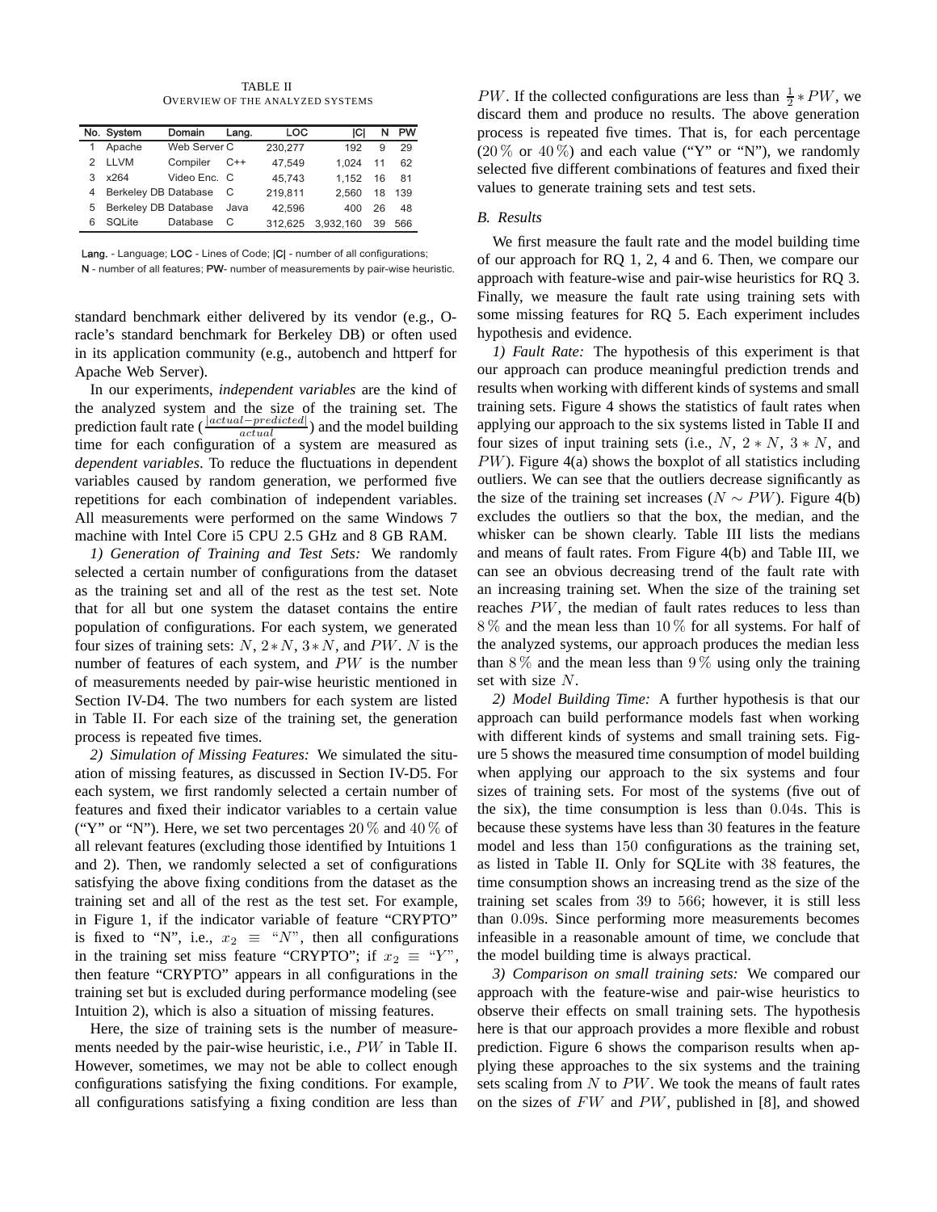TABLE II
OVERVIEW OF THE ANALYZED SYSTEMS

| No. | System | Domain | Lang. | LOC | \|C\| | N | PW |
|---|---|---|---|---|---|---|---|
| 1 | Apache | Web Server | C | 230,277 | 192 | 9 | 29 |
| 2 | LLVM | Compiler | C++ | 47,549 | 1,024 | 11 | 62 |
| 3 | x264 | Video Enc. | C | 45,743 | 1,152 | 16 | 81 |
| 4 | Berkeley DB | Database | C | 219,811 | 2,560 | 18 | 139 |
| 5 | Berkeley DB | Database | Java | 42,596 | 400 | 26 | 48 |
| 6 | SQLite | Database | C | 312,625 | 3,932,160 | 39 | 566 |

**Lang.** - Language; **LOC** - Lines of Code; **|C|** - number of all configurations; **N** - number of all features; **PW**- number of measurements by pair-wise heuristic.

standard benchmark either delivered by its vendor (e.g., Oracle's standard benchmark for Berkeley DB) or often used in its application community (e.g., autobench and httperf for Apache Web Server).

In our experiments, *independent variables* are the kind of the analyzed system and the size of the training set. The prediction fault rate ($\frac{|actual-predicted|}{actual}$) and the model building time for each configuration of a system are measured as *dependent variables*. To reduce the fluctuations in dependent variables caused by random generation, we performed five repetitions for each combination of independent variables. All measurements were performed on the same Windows 7 machine with Intel Core i5 CPU 2.5 GHz and 8 GB RAM.

*1) Generation of Training and Test Sets:* We randomly selected a certain number of configurations from the dataset as the training set and all of the rest as the test set. Note that for all but one system the dataset contains the entire population of configurations. For each system, we generated four sizes of training sets: $N$, $2*N$, $3*N$, and $PW$. $N$ is the number of features of each system, and $PW$ is the number of measurements needed by pair-wise heuristic mentioned in Section IV-D4. The two numbers for each system are listed in Table II. For each size of the training set, the generation process is repeated five times.

*2) Simulation of Missing Features:* We simulated the situation of missing features, as discussed in Section IV-D5. For each system, we first randomly selected a certain number of features and fixed their indicator variables to a certain value ("Y" or "N"). Here, we set two percentages $20\,\%$ and $40\,\%$ of all relevant features (excluding those identified by Intuitions 1 and 2). Then, we randomly selected a set of configurations satisfying the above fixing conditions from the dataset as the training set and all of the rest as the test set. For example, in Figure 1, if the indicator variable of feature "CRYPTO" is fixed to "N", i.e., $x_2 \equiv$ "$N$", then all configurations in the training set miss feature "CRYPTO"; if $x_2 \equiv$ "$Y$", then feature "CRYPTO" appears in all configurations in the training set but is excluded during performance modeling (see Intuition 2), which is also a situation of missing features.

Here, the size of training sets is the number of measurements needed by the pair-wise heuristic, i.e., $PW$ in Table II. However, sometimes, we may not be able to collect enough configurations satisfying the fixing conditions. For example, all configurations satisfying a fixing condition are less than $PW$. If the collected configurations are less than $\frac{1}{2}*PW$, we discard them and produce no results. The above generation process is repeated five times. That is, for each percentage ($20\,\%$ or $40\,\%$) and each value ("Y" or "N"), we randomly selected five different combinations of features and fixed their values to generate training sets and test sets.

## B. Results

We first measure the fault rate and the model building time of our approach for RQ 1, 2, 4 and 6. Then, we compare our approach with feature-wise and pair-wise heuristics for RQ 3. Finally, we measure the fault rate using training sets with some missing features for RQ 5. Each experiment includes hypothesis and evidence.

*1) Fault Rate:* The hypothesis of this experiment is that our approach can produce meaningful prediction trends and results when working with different kinds of systems and small training sets. Figure 4 shows the statistics of fault rates when applying our approach to the six systems listed in Table II and four sizes of input training sets (i.e., $N$, $2*N$, $3*N$, and $PW$). Figure 4(a) shows the boxplot of all statistics including outliers. We can see that the outliers decrease significantly as the size of the training set increases ($N \sim PW$). Figure 4(b) excludes the outliers so that the box, the median, and the whisker can be shown clearly. Table III lists the medians and means of fault rates. From Figure 4(b) and Table III, we can see an obvious decreasing trend of the fault rate with an increasing training set. When the size of the training set reaches $PW$, the median of fault rates reduces to less than $8\,\%$ and the mean less than $10\,\%$ for all systems. For half of the analyzed systems, our approach produces the median less than $8\,\%$ and the mean less than $9\,\%$ using only the training set with size $N$.

*2) Model Building Time:* A further hypothesis is that our approach can build performance models fast when working with different kinds of systems and small training sets. Figure 5 shows the measured time consumption of model building when applying our approach to the six systems and four sizes of training sets. For most of the systems (five out of the six), the time consumption is less than $0.04$s. This is because these systems have less than $30$ features in the feature model and less than $150$ configurations as the training set, as listed in Table II. Only for SQLite with $38$ features, the time consumption shows an increasing trend as the size of the training set scales from $39$ to $566$; however, it is still less than $0.09$s. Since performing more measurements becomes infeasible in a reasonable amount of time, we conclude that the model building time is always practical.

*3) Comparison on small training sets:* We compared our approach with the feature-wise and pair-wise heuristics to observe their effects on small training sets. The hypothesis here is that our approach provides a more flexible and robust prediction. Figure 6 shows the comparison results when applying these approaches to the six systems and the training sets scaling from $N$ to $PW$. We took the means of fault rates on the sizes of $FW$ and $PW$, published in [8], and showed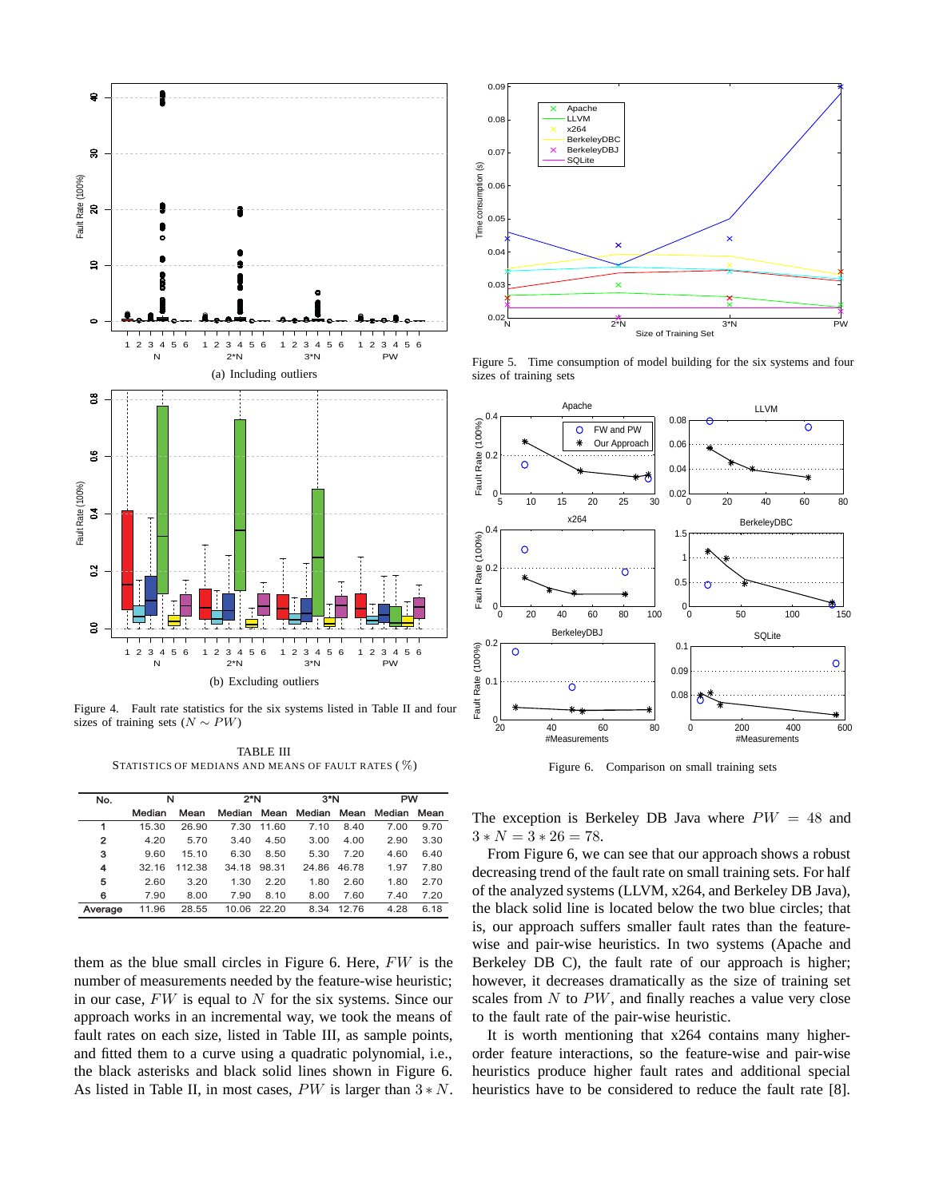Figure 4. Fault rate statistics for the six systems listed in Table II and four sizes of training sets ($N \sim PW$)

(a) Including outliers

(b) Excluding outliers

TABLE III
STATISTICS OF MEDIANS AND MEANS OF FAULT RATES (%)

| No. | N | | 2*N | | 3*N | | PW | |
|---|---|---|---|---|---|---|---|---|
| | Median | Mean | Median | Mean | Median | Mean | Median | Mean |
| 1 | 15.30 | 26.90 | 7.30 | 11.60 | 7.10 | 8.40 | 7.00 | 9.70 |
| 2 | 4.20 | 5.70 | 3.40 | 4.50 | 3.00 | 4.00 | 2.90 | 3.30 |
| 3 | 9.60 | 15.10 | 6.30 | 8.50 | 5.30 | 7.20 | 4.60 | 6.40 |
| 4 | 32.16 | 112.38 | 34.18 | 98.31 | 24.86 | 46.78 | 1.97 | 7.80 |
| 5 | 2.60 | 3.20 | 1.30 | 2.20 | 1.80 | 2.60 | 1.80 | 2.70 |
| 6 | 7.90 | 8.00 | 7.90 | 8.10 | 8.00 | 7.60 | 7.40 | 7.20 |
| Average | 11.96 | 28.55 | 10.06 | 22.20 | 8.34 | 12.76 | 4.28 | 6.18 |

them as the blue small circles in Figure 6. Here, $FW$ is the number of measurements needed by the feature-wise heuristic; in our case, $FW$ is equal to $N$ for the six systems. Since our approach works in an incremental way, we took the means of fault rates on each size, listed in Table III, as sample points, and fitted them to a curve using a quadratic polynomial, i.e., the black asterisks and black solid lines shown in Figure 6. As listed in Table II, in most cases, $PW$ is larger than $3 * N$.

Figure 5. Time consumption of model building for the six systems and four sizes of training sets

Figure 6. Comparison on small training sets

The exception is Berkeley DB Java where $PW = 48$ and $3 * N = 3 * 26 = 78$.

From Figure 6, we can see that our approach shows a robust decreasing trend of the fault rate on small training sets. For half of the analyzed systems (LLVM, x264, and Berkeley DB Java), the black solid line is located below the two blue circles; that is, our approach suffers smaller fault rates than the feature-wise and pair-wise heuristics. In two systems (Apache and Berkeley DB C), the fault rate of our approach is higher; however, it decreases dramatically as the size of training set scales from $N$ to $PW$, and finally reaches a value very close to the fault rate of the pair-wise heuristic.

It is worth mentioning that x264 contains many higher-order feature interactions, so the feature-wise and pair-wise heuristics produce higher fault rates and additional special heuristics have to be considered to reduce the fault rate [8].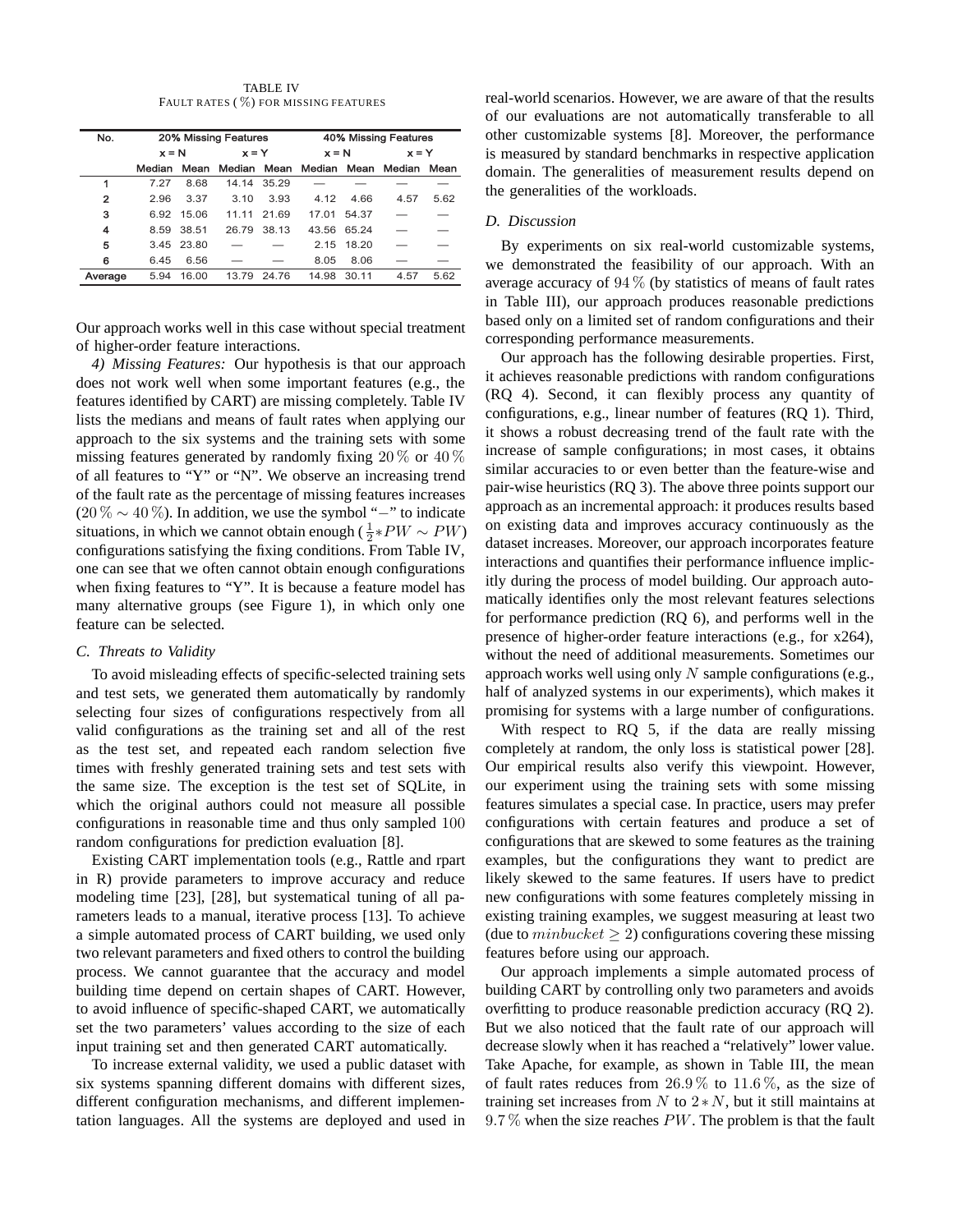TABLE IV
FAULT RATES (%) FOR MISSING FEATURES

| No. | 20% Missing Features | | | | 40% Missing Features | | | |
|---|---|---|---|---|---|---|---|---|
| | x = N | | x = Y | | x = N | | x = Y | |
| | Median | Mean | Median | Mean | Median | Mean | Median | Mean |
| 1 | 7.27 | 8.68 | 14.14 | 35.29 | — | — | — | — |
| 2 | 2.96 | 3.37 | 3.10 | 3.93 | 4.12 | 4.66 | 4.57 | 5.62 |
| 3 | 6.92 | 15.06 | 11.11 | 21.69 | 17.01 | 54.37 | — | — |
| 4 | 8.59 | 38.51 | 26.79 | 38.13 | 43.56 | 65.24 | — | — |
| 5 | 3.45 | 23.80 | — | — | 2.15 | 18.20 | — | — |
| 6 | 6.45 | 6.56 | — | — | 8.05 | 8.06 | — | — |
| Average | 5.94 | 16.00 | 13.79 | 24.76 | 14.98 | 30.11 | 4.57 | 5.62 |

Our approach works well in this case without special treatment of higher-order feature interactions.

*4) Missing Features:* Our hypothesis is that our approach does not work well when some important features (e.g., the features identified by CART) are missing completely. Table IV lists the medians and means of fault rates when applying our approach to the six systems and the training sets with some missing features generated by randomly fixing $20\,\%$ or $40\,\%$ of all features to "Y" or "N". We observe an increasing trend of the fault rate as the percentage of missing features increases ($20\,\% \sim 40\,\%$). In addition, we use the symbol "$-$" to indicate situations, in which we cannot obtain enough ($\frac{1}{2}{*}PW \sim PW$) configurations satisfying the fixing conditions. From Table IV, one can see that we often cannot obtain enough configurations when fixing features to "Y". It is because a feature model has many alternative groups (see Figure 1), in which only one feature can be selected.

### C. Threats to Validity

To avoid misleading effects of specific-selected training sets and test sets, we generated them automatically by randomly selecting four sizes of configurations respectively from all valid configurations as the training set and all of the rest as the test set, and repeated each random selection five times with freshly generated training sets and test sets with the same size. The exception is the test set of SQLite, in which the original authors could not measure all possible configurations in reasonable time and thus only sampled $100$ random configurations for prediction evaluation [8].

Existing CART implementation tools (e.g., Rattle and rpart in R) provide parameters to improve accuracy and reduce modeling time [23], [28], but systematical tuning of all parameters leads to a manual, iterative process [13]. To achieve a simple automated process of CART building, we used only two relevant parameters and fixed others to control the building process. We cannot guarantee that the accuracy and model building time depend on certain shapes of CART. However, to avoid influence of specific-shaped CART, we automatically set the two parameters' values according to the size of each input training set and then generated CART automatically.

To increase external validity, we used a public dataset with six systems spanning different domains with different sizes, different configuration mechanisms, and different implementation languages. All the systems are deployed and used in real-world scenarios. However, we are aware of that the results of our evaluations are not automatically transferable to all other customizable systems [8]. Moreover, the performance is measured by standard benchmarks in respective application domain. The generalities of measurement results depend on the generalities of the workloads.

### D. Discussion

By experiments on six real-world customizable systems, we demonstrated the feasibility of our approach. With an average accuracy of $94\,\%$ (by statistics of means of fault rates in Table III), our approach produces reasonable predictions based only on a limited set of random configurations and their corresponding performance measurements.

Our approach has the following desirable properties. First, it achieves reasonable predictions with random configurations (RQ 4). Second, it can flexibly process any quantity of configurations, e.g., linear number of features (RQ 1). Third, it shows a robust decreasing trend of the fault rate with the increase of sample configurations; in most cases, it obtains similar accuracies to or even better than the feature-wise and pair-wise heuristics (RQ 3). The above three points support our approach as an incremental approach: it produces results based on existing data and improves accuracy continuously as the dataset increases. Moreover, our approach incorporates feature interactions and quantifies their performance influence implicitly during the process of model building. Our approach automatically identifies only the most relevant features selections for performance prediction (RQ 6), and performs well in the presence of higher-order feature interactions (e.g., for x264), without the need of additional measurements. Sometimes our approach works well using only $N$ sample configurations (e.g., half of analyzed systems in our experiments), which makes it promising for systems with a large number of configurations.

With respect to RQ 5, if the data are really missing completely at random, the only loss is statistical power [28]. Our empirical results also verify this viewpoint. However, our experiment using the training sets with some missing features simulates a special case. In practice, users may prefer configurations with certain features and produce a set of configurations that are skewed to some features as the training examples, but the configurations they want to predict are likely skewed to the same features. If users have to predict new configurations with some features completely missing in existing training examples, we suggest measuring at least two (due to $minbucket \geq 2$) configurations covering these missing features before using our approach.

Our approach implements a simple automated process of building CART by controlling only two parameters and avoids overfitting to produce reasonable prediction accuracy (RQ 2). But we also noticed that the fault rate of our approach will decrease slowly when it has reached a "relatively" lower value. Take Apache, for example, as shown in Table III, the mean of fault rates reduces from $26.9\,\%$ to $11.6\,\%$, as the size of training set increases from $N$ to $2*N$, but it still maintains at $9.7\,\%$ when the size reaches $PW$. The problem is that the fault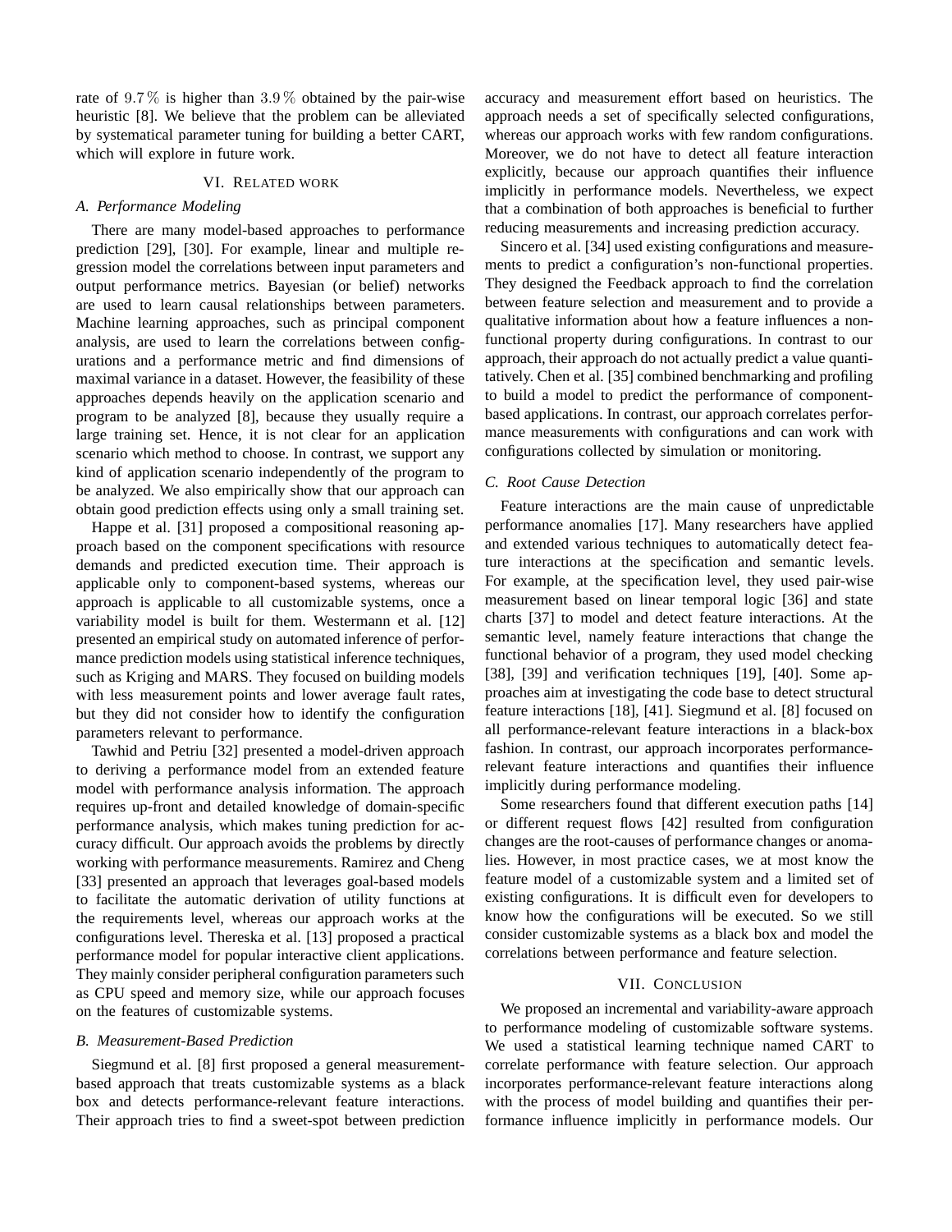rate of $9.7\,\%$ is higher than $3.9\,\%$ obtained by the pair-wise heuristic [8]. We believe that the problem can be alleviated by systematical parameter tuning for building a better CART, which will explore in future work.

## VI. Related work

### A. Performance Modeling

There are many model-based approaches to performance prediction [29], [30]. For example, linear and multiple regression model the correlations between input parameters and output performance metrics. Bayesian (or belief) networks are used to learn causal relationships between parameters. Machine learning approaches, such as principal component analysis, are used to learn the correlations between configurations and a performance metric and find dimensions of maximal variance in a dataset. However, the feasibility of these approaches depends heavily on the application scenario and program to be analyzed [8], because they usually require a large training set. Hence, it is not clear for an application scenario which method to choose. In contrast, we support any kind of application scenario independently of the program to be analyzed. We also empirically show that our approach can obtain good prediction effects using only a small training set.

Happe et al. [31] proposed a compositional reasoning approach based on the component specifications with resource demands and predicted execution time. Their approach is applicable only to component-based systems, whereas our approach is applicable to all customizable systems, once a variability model is built for them. Westermann et al. [12] presented an empirical study on automated inference of performance prediction models using statistical inference techniques, such as Kriging and MARS. They focused on building models with less measurement points and lower average fault rates, but they did not consider how to identify the configuration parameters relevant to performance.

Tawhid and Petriu [32] presented a model-driven approach to deriving a performance model from an extended feature model with performance analysis information. The approach requires up-front and detailed knowledge of domain-specific performance analysis, which makes tuning prediction for accuracy difficult. Our approach avoids the problems by directly working with performance measurements. Ramirez and Cheng [33] presented an approach that leverages goal-based models to facilitate the automatic derivation of utility functions at the requirements level, whereas our approach works at the configurations level. Thereska et al. [13] proposed a practical performance model for popular interactive client applications. They mainly consider peripheral configuration parameters such as CPU speed and memory size, while our approach focuses on the features of customizable systems.

### B. Measurement-Based Prediction

Siegmund et al. [8] first proposed a general measurement-based approach that treats customizable systems as a black box and detects performance-relevant feature interactions. Their approach tries to find a sweet-spot between prediction accuracy and measurement effort based on heuristics. The approach needs a set of specifically selected configurations, whereas our approach works with few random configurations. Moreover, we do not have to detect all feature interaction explicitly, because our approach quantifies their influence implicitly in performance models. Nevertheless, we expect that a combination of both approaches is beneficial to further reducing measurements and increasing prediction accuracy.

Sincero et al. [34] used existing configurations and measurements to predict a configuration's non-functional properties. They designed the Feedback approach to find the correlation between feature selection and measurement and to provide a qualitative information about how a feature influences a non-functional property during configurations. In contrast to our approach, their approach do not actually predict a value quantitatively. Chen et al. [35] combined benchmarking and profiling to build a model to predict the performance of component-based applications. In contrast, our approach correlates performance measurements with configurations and can work with configurations collected by simulation or monitoring.

### C. Root Cause Detection

Feature interactions are the main cause of unpredictable performance anomalies [17]. Many researchers have applied and extended various techniques to automatically detect feature interactions at the specification and semantic levels. For example, at the specification level, they used pair-wise measurement based on linear temporal logic [36] and state charts [37] to model and detect feature interactions. At the semantic level, namely feature interactions that change the functional behavior of a program, they used model checking [38], [39] and verification techniques [19], [40]. Some approaches aim at investigating the code base to detect structural feature interactions [18], [41]. Siegmund et al. [8] focused on all performance-relevant feature interactions in a black-box fashion. In contrast, our approach incorporates performance-relevant feature interactions and quantifies their influence implicitly during performance modeling.

Some researchers found that different execution paths [14] or different request flows [42] resulted from configuration changes are the root-causes of performance changes or anomalies. However, in most practice cases, we at most know the feature model of a customizable system and a limited set of existing configurations. It is difficult even for developers to know how the configurations will be executed. So we still consider customizable systems as a black box and model the correlations between performance and feature selection.

## VII. Conclusion

We proposed an incremental and variability-aware approach to performance modeling of customizable software systems. We used a statistical learning technique named CART to correlate performance with feature selection. Our approach incorporates performance-relevant feature interactions along with the process of model building and quantifies their performance influence implicitly in performance models. Our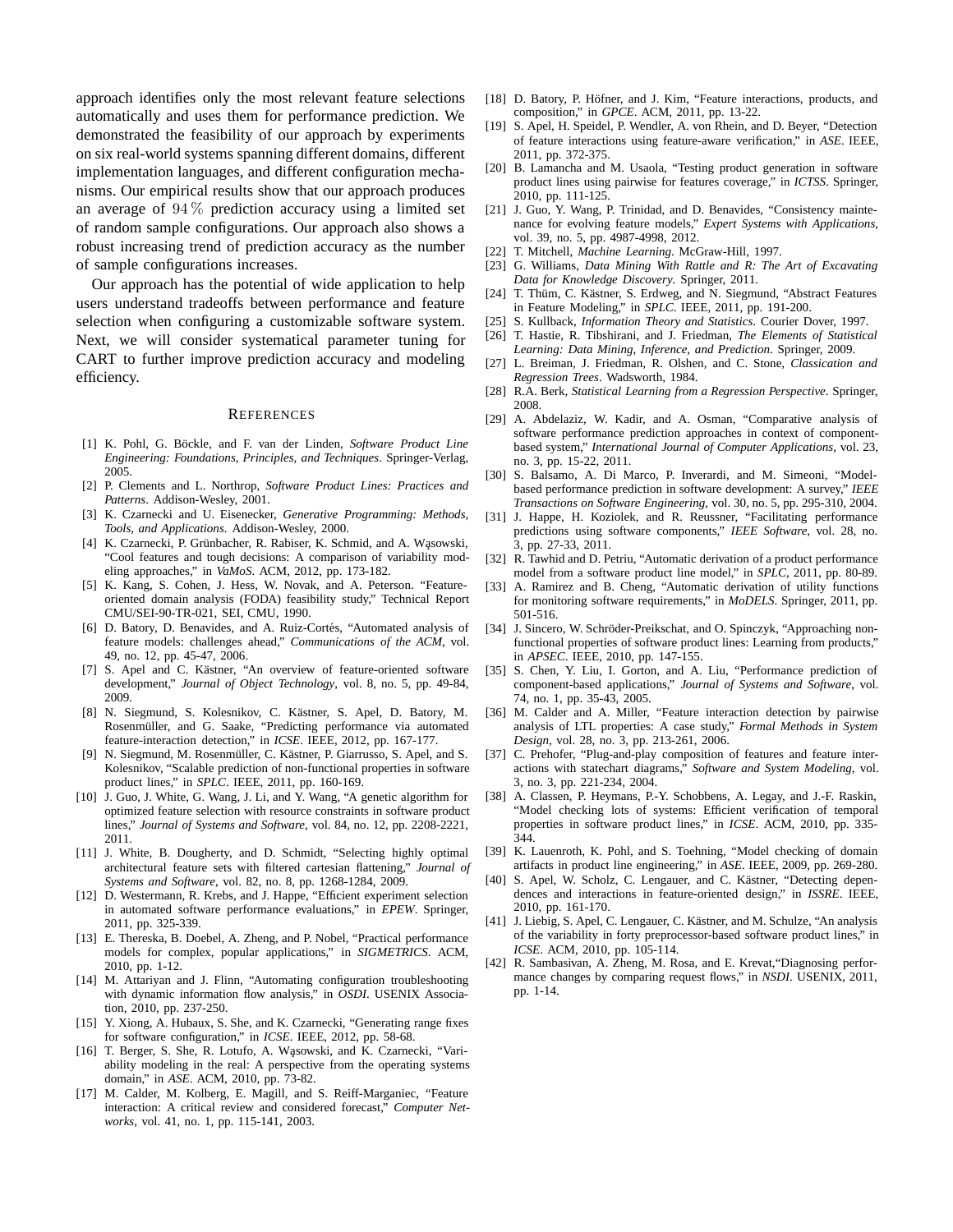approach identifies only the most relevant feature selections automatically and uses them for performance prediction. We demonstrated the feasibility of our approach by experiments on six real-world systems spanning different domains, different implementation languages, and different configuration mechanisms. Our empirical results show that our approach produces an average of $94\,\%$ prediction accuracy using a limited set of random sample configurations. Our approach also shows a robust increasing trend of prediction accuracy as the number of sample configurations increases.

Our approach has the potential of wide application to help users understand tradeoffs between performance and feature selection when configuring a customizable software system. Next, we will consider systematical parameter tuning for CART to further improve prediction accuracy and modeling efficiency.

## References

[1] K. Pohl, G. Böckle, and F. van der Linden, *Software Product Line Engineering: Foundations, Principles, and Techniques*. Springer-Verlag, 2005.

[2] P. Clements and L. Northrop, *Software Product Lines: Practices and Patterns*. Addison-Wesley, 2001.

[3] K. Czarnecki and U. Eisenecker, *Generative Programming: Methods, Tools, and Applications*. Addison-Wesley, 2000.

[4] K. Czarnecki, P. Grünbacher, R. Rabiser, K. Schmid, and A. Wąsowski, "Cool features and tough decisions: A comparison of variability modeling approaches," in *VaMoS*. ACM, 2012, pp. 173-182.

[5] K. Kang, S. Cohen, J. Hess, W. Novak, and A. Peterson. "Feature-oriented domain analysis (FODA) feasibility study," Technical Report CMU/SEI-90-TR-021, SEI, CMU, 1990.

[6] D. Batory, D. Benavides, and A. Ruiz-Cortés, "Automated analysis of feature models: challenges ahead," *Communications of the ACM*, vol. 49, no. 12, pp. 45-47, 2006.

[7] S. Apel and C. Kästner, "An overview of feature-oriented software development," *Journal of Object Technology*, vol. 8, no. 5, pp. 49-84, 2009.

[8] N. Siegmund, S. Kolesnikov, C. Kästner, S. Apel, D. Batory, M. Rosenmüller, and G. Saake, "Predicting performance via automated feature-interaction detection," in *ICSE*. IEEE, 2012, pp. 167-177.

[9] N. Siegmund, M. Rosenmüller, C. Kästner, P. Giarrusso, S. Apel, and S. Kolesnikov, "Scalable prediction of non-functional properties in software product lines," in *SPLC*. IEEE, 2011, pp. 160-169.

[10] J. Guo, J. White, G. Wang, J. Li, and Y. Wang, "A genetic algorithm for optimized feature selection with resource constraints in software product lines," *Journal of Systems and Software*, vol. 84, no. 12, pp. 2208-2221, 2011.

[11] J. White, B. Dougherty, and D. Schmidt, "Selecting highly optimal architectural feature sets with filtered cartesian flattening," *Journal of Systems and Software*, vol. 82, no. 8, pp. 1268-1284, 2009.

[12] D. Westermann, R. Krebs, and J. Happe, "Efficient experiment selection in automated software performance evaluations," in *EPEW*. Springer, 2011, pp. 325-339.

[13] E. Thereska, B. Doebel, A. Zheng, and P. Nobel, "Practical performance models for complex, popular applications," in *SIGMETRICS*. ACM, 2010, pp. 1-12.

[14] M. Attariyan and J. Flinn, "Automating configuration troubleshooting with dynamic information flow analysis," in *OSDI*. USENIX Association, 2010, pp. 237-250.

[15] Y. Xiong, A. Hubaux, S. She, and K. Czarnecki, "Generating range fixes for software configuration," in *ICSE*. IEEE, 2012, pp. 58-68.

[16] T. Berger, S. She, R. Lotufo, A. Wąsowski, and K. Czarnecki, "Variability modeling in the real: A perspective from the operating systems domain," in *ASE*. ACM, 2010, pp. 73-82.

[17] M. Calder, M. Kolberg, E. Magill, and S. Reiff-Marganiec, "Feature interaction: A critical review and considered forecast," *Computer Networks*, vol. 41, no. 1, pp. 115-141, 2003.

[18] D. Batory, P. Höfner, and J. Kim, "Feature interactions, products, and composition," in *GPCE*. ACM, 2011, pp. 13-22.

[19] S. Apel, H. Speidel, P. Wendler, A. von Rhein, and D. Beyer, "Detection of feature interactions using feature-aware verification," in *ASE*. IEEE, 2011, pp. 372-375.

[20] B. Lamancha and M. Usaola, "Testing product generation in software product lines using pairwise for features coverage," in *ICTSS*. Springer, 2010, pp. 111-125.

[21] J. Guo, Y. Wang, P. Trinidad, and D. Benavides, "Consistency maintenance for evolving feature models," *Expert Systems with Applications*, vol. 39, no. 5, pp. 4987-4998, 2012.

[22] T. Mitchell, *Machine Learning*. McGraw-Hill, 1997.

[23] G. Williams, *Data Mining With Rattle and R: The Art of Excavating Data for Knowledge Discovery*. Springer, 2011.

[24] T. Thüm, C. Kästner, S. Erdweg, and N. Siegmund, "Abstract Features in Feature Modeling," in *SPLC*. IEEE, 2011, pp. 191-200.

[25] S. Kullback, *Information Theory and Statistics*. Courier Dover, 1997.

[26] T. Hastie, R. Tibshirani, and J. Friedman, *The Elements of Statistical Learning: Data Mining, Inference, and Prediction*. Springer, 2009.

[27] L. Breiman, J. Friedman, R. Olshen, and C. Stone, *Classication and Regression Trees*. Wadsworth, 1984.

[28] R.A. Berk, *Statistical Learning from a Regression Perspective*. Springer, 2008.

[29] A. Abdelaziz, W. Kadir, and A. Osman, "Comparative analysis of software performance prediction approaches in context of component-based system," *International Journal of Computer Applications*, vol. 23, no. 3, pp. 15-22, 2011.

[30] S. Balsamo, A. Di Marco, P. Inverardi, and M. Simeoni, "Model-based performance prediction in software development: A survey," *IEEE Transactions on Software Engineering*, vol. 30, no. 5, pp. 295-310, 2004.

[31] J. Happe, H. Koziolek, and R. Reussner, "Facilitating performance predictions using software components," *IEEE Software*, vol. 28, no. 3, pp. 27-33, 2011.

[32] R. Tawhid and D. Petriu, "Automatic derivation of a product performance model from a software product line model," in *SPLC*, 2011, pp. 80-89.

[33] A. Ramirez and B. Cheng, "Automatic derivation of utility functions for monitoring software requirements," in *MoDELS*. Springer, 2011, pp. 501-516.

[34] J. Sincero, W. Schröder-Preikschat, and O. Spinczyk, "Approaching non-functional properties of software product lines: Learning from products," in *APSEC*. IEEE, 2010, pp. 147-155.

[35] S. Chen, Y. Liu, I. Gorton, and A. Liu, "Performance prediction of component-based applications," *Journal of Systems and Software*, vol. 74, no. 1, pp. 35-43, 2005.

[36] M. Calder and A. Miller, "Feature interaction detection by pairwise analysis of LTL properties: A case study," *Formal Methods in System Design*, vol. 28, no. 3, pp. 213-261, 2006.

[37] C. Prehofer, "Plug-and-play composition of features and feature interactions with statechart diagrams," *Software and System Modeling*, vol. 3, no. 3, pp. 221-234, 2004.

[38] A. Classen, P. Heymans, P.-Y. Schobbens, A. Legay, and J.-F. Raskin, "Model checking lots of systems: Efficient verification of temporal properties in software product lines," in *ICSE*. ACM, 2010, pp. 335-344.

[39] K. Lauenroth, K. Pohl, and S. Toehning, "Model checking of domain artifacts in product line engineering," in *ASE*. IEEE, 2009, pp. 269-280.

[40] S. Apel, W. Scholz, C. Lengauer, and C. Kästner, "Detecting dependences and interactions in feature-oriented design," in *ISSRE*. IEEE, 2010, pp. 161-170.

[41] J. Liebig, S. Apel, C. Lengauer, C. Kästner, and M. Schulze, "An analysis of the variability in forty preprocessor-based software product lines," in *ICSE*. ACM, 2010, pp. 105-114.

[42] R. Sambasivan, A. Zheng, M. Rosa, and E. Krevat,"Diagnosing performance changes by comparing request flows," in *NSDI*. USENIX, 2011, pp. 1-14.